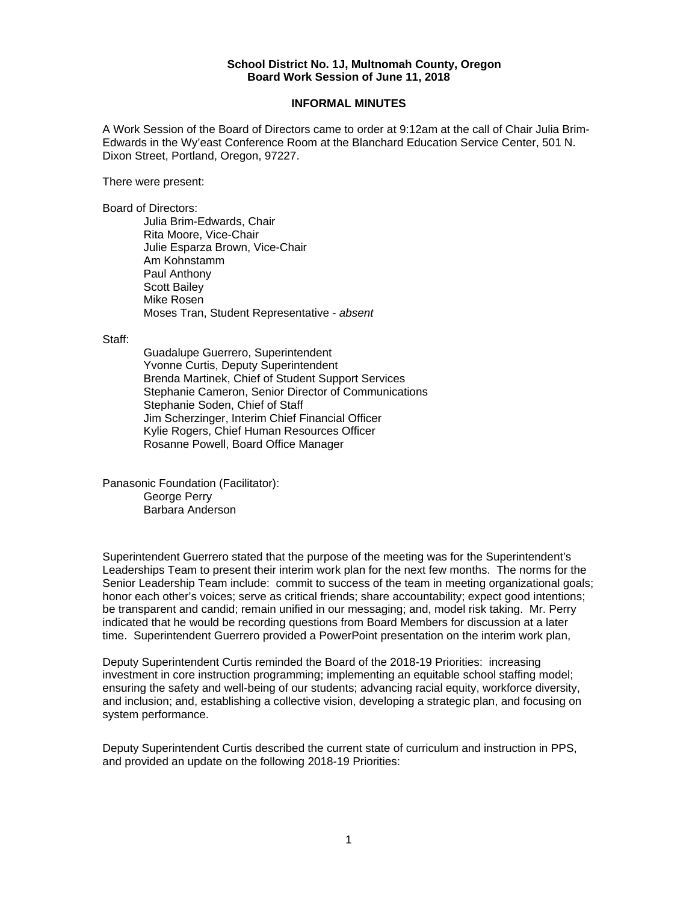**School District No. 1J, Multnomah County, Oregon**
**Board Work Session of June 11, 2018**

## INFORMAL MINUTES

A Work Session of the Board of Directors came to order at 9:12am at the call of Chair Julia Brim-Edwards in the Wy'east Conference Room at the Blanchard Education Service Center, 501 N. Dixon Street, Portland, Oregon, 97227.

There were present:

Board of Directors:

- Julia Brim-Edwards, Chair
- Rita Moore, Vice-Chair
- Julie Esparza Brown, Vice-Chair
- Am Kohnstamm
- Paul Anthony
- Scott Bailey
- Mike Rosen
- Moses Tran, Student Representative - *absent*

Staff:

- Guadalupe Guerrero, Superintendent
- Yvonne Curtis, Deputy Superintendent
- Brenda Martinek, Chief of Student Support Services
- Stephanie Cameron, Senior Director of Communications
- Stephanie Soden, Chief of Staff
- Jim Scherzinger, Interim Chief Financial Officer
- Kylie Rogers, Chief Human Resources Officer
- Rosanne Powell, Board Office Manager

Panasonic Foundation (Facilitator):

- George Perry
- Barbara Anderson

Superintendent Guerrero stated that the purpose of the meeting was for the Superintendent's Leaderships Team to present their interim work plan for the next few months. The norms for the Senior Leadership Team include: commit to success of the team in meeting organizational goals; honor each other's voices; serve as critical friends; share accountability; expect good intentions; be transparent and candid; remain unified in our messaging; and, model risk taking. Mr. Perry indicated that he would be recording questions from Board Members for discussion at a later time. Superintendent Guerrero provided a PowerPoint presentation on the interim work plan,

Deputy Superintendent Curtis reminded the Board of the 2018-19 Priorities: increasing investment in core instruction programming; implementing an equitable school staffing model; ensuring the safety and well-being of our students; advancing racial equity, workforce diversity, and inclusion; and, establishing a collective vision, developing a strategic plan, and focusing on system performance.

Deputy Superintendent Curtis described the current state of curriculum and instruction in PPS, and provided an update on the following 2018-19 Priorities: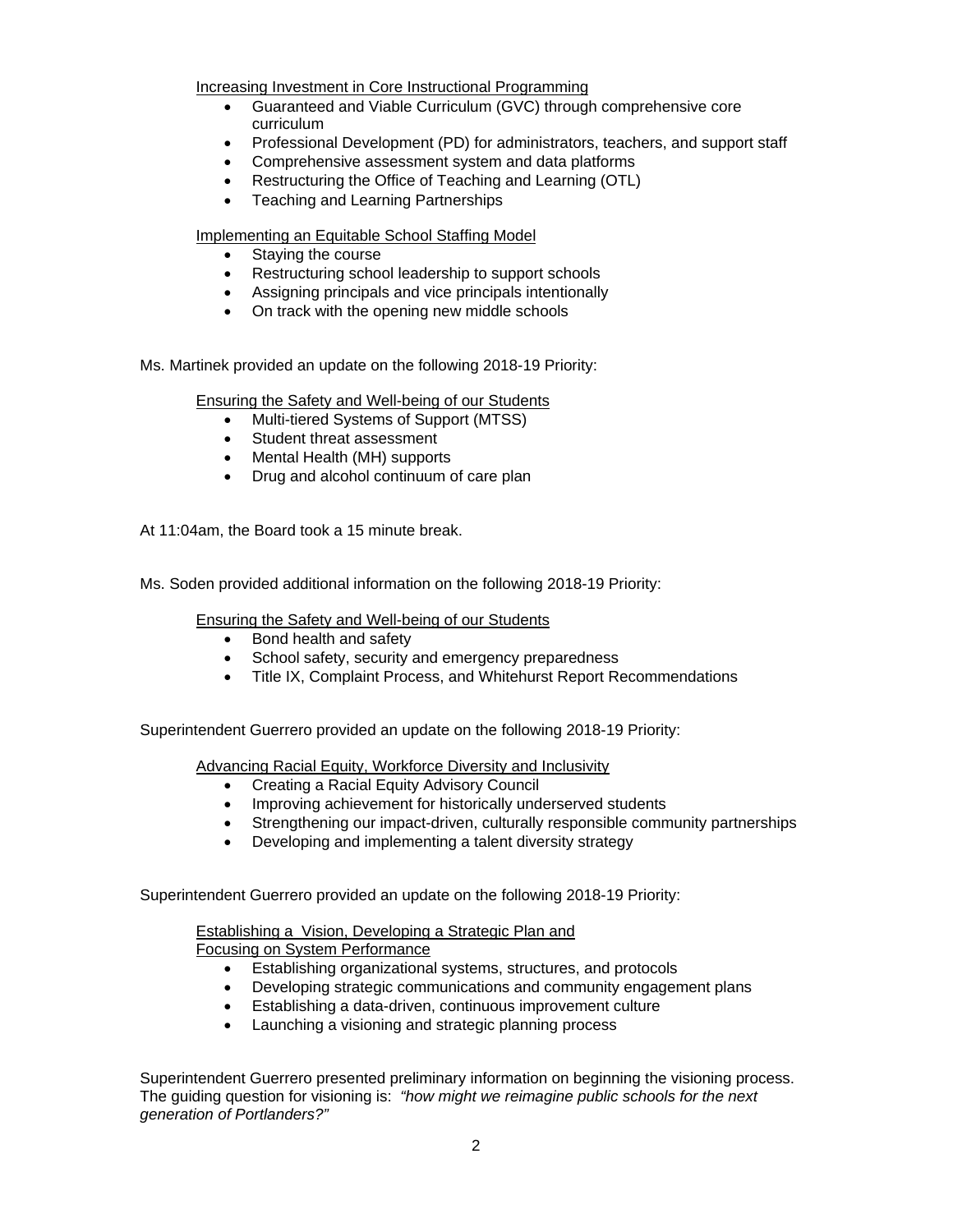Increasing Investment in Core Instructional Programming

- Guaranteed and Viable Curriculum (GVC) through comprehensive core curriculum
- Professional Development (PD) for administrators, teachers, and support staff
- Comprehensive assessment system and data platforms
- Restructuring the Office of Teaching and Learning (OTL)
- Teaching and Learning Partnerships

Implementing an Equitable School Staffing Model

- Staying the course
- Restructuring school leadership to support schools
- Assigning principals and vice principals intentionally
- On track with the opening new middle schools

Ms. Martinek provided an update on the following 2018-19 Priority:

Ensuring the Safety and Well-being of our Students

- Multi-tiered Systems of Support (MTSS)
- Student threat assessment
- Mental Health (MH) supports
- Drug and alcohol continuum of care plan

At 11:04am, the Board took a 15 minute break.

Ms. Soden provided additional information on the following 2018-19 Priority:

Ensuring the Safety and Well-being of our Students

- Bond health and safety
- School safety, security and emergency preparedness
- Title IX, Complaint Process, and Whitehurst Report Recommendations

Superintendent Guerrero provided an update on the following 2018-19 Priority:

Advancing Racial Equity, Workforce Diversity and Inclusivity

- Creating a Racial Equity Advisory Council
- Improving achievement for historically underserved students
- Strengthening our impact-driven, culturally responsible community partnerships
- Developing and implementing a talent diversity strategy

Superintendent Guerrero provided an update on the following 2018-19 Priority:

Establishing a Vision, Developing a Strategic Plan and Focusing on System Performance

- Establishing organizational systems, structures, and protocols
- Developing strategic communications and community engagement plans
- Establishing a data-driven, continuous improvement culture
- Launching a visioning and strategic planning process

Superintendent Guerrero presented preliminary information on beginning the visioning process. The guiding question for visioning is: *"how might we reimagine public schools for the next generation of Portlanders?"*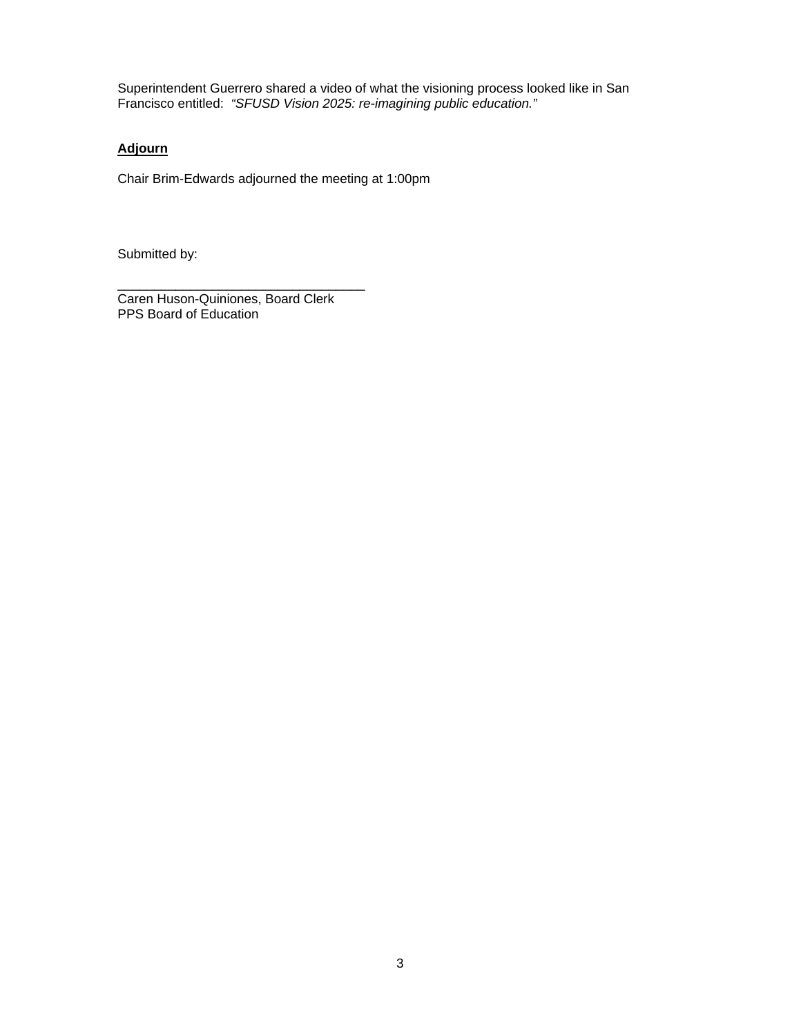Superintendent Guerrero shared a video of what the visioning process looked like in San Francisco entitled: *"SFUSD Vision 2025: re-imagining public education."*

**Adjourn**

Chair Brim-Edwards adjourned the meeting at 1:00pm

Submitted by:

___________________________________
Caren Huson-Quiniones, Board Clerk
PPS Board of Education